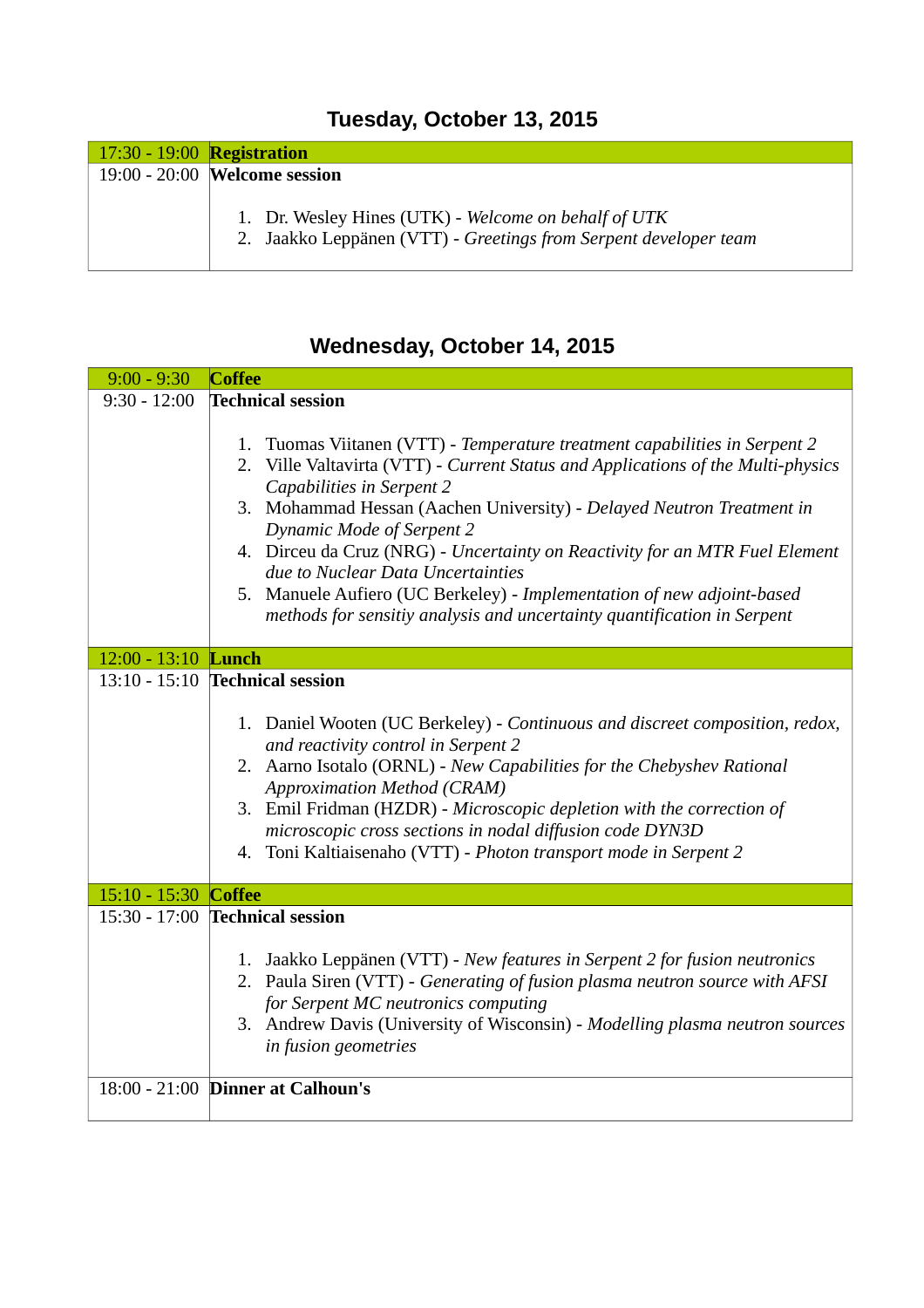## Tuesday, October 13, 2015

| | |
|---|---|
| 17:30 - 19:00 | **Registration** |
| 19:00 - 20:00 | **Welcome session**<br><br>1. Dr. Wesley Hines (UTK) - *Welcome on behalf of UTK*<br>2. Jaakko Leppänen (VTT) - *Greetings from Serpent developer team* |

## Wednesday, October 14, 2015

| | |
|---|---|
| 9:00 - 9:30 | **Coffee** |
| 9:30 - 12:00 | **Technical session**<br><br>1. Tuomas Viitanen (VTT) - *Temperature treatment capabilities in Serpent 2*<br>2. Ville Valtavirta (VTT) - *Current Status and Applications of the Multi-physics Capabilities in Serpent 2*<br>3. Mohammad Hessan (Aachen University) - *Delayed Neutron Treatment in Dynamic Mode of Serpent 2*<br>4. Dirceu da Cruz (NRG) - *Uncertainty on Reactivity for an MTR Fuel Element due to Nuclear Data Uncertainties*<br>5. Manuele Aufiero (UC Berkeley) - *Implementation of new adjoint-based methods for sensitiy analysis and uncertainty quantification in Serpent* |
| 12:00 - 13:10 | **Lunch** |
| 13:10 - 15:10 | **Technical session**<br><br>1. Daniel Wooten (UC Berkeley) - *Continuous and discreet composition, redox, and reactivity control in Serpent 2*<br>2. Aarno Isotalo (ORNL) - *New Capabilities for the Chebyshev Rational Approximation Method (CRAM)*<br>3. Emil Fridman (HZDR) - *Microscopic depletion with the correction of microscopic cross sections in nodal diffusion code DYN3D*<br>4. Toni Kaltiaisenaho (VTT) - *Photon transport mode in Serpent 2* |
| 15:10 - 15:30 | **Coffee** |
| 15:30 - 17:00 | **Technical session**<br><br>1. Jaakko Leppänen (VTT) - *New features in Serpent 2 for fusion neutronics*<br>2. Paula Siren (VTT) - *Generating of fusion plasma neutron source with AFSI for Serpent MC neutronics computing*<br>3. Andrew Davis (University of Wisconsin) - *Modelling plasma neutron sources in fusion geometries* |
| 18:00 - 21:00 | **Dinner at Calhoun's** |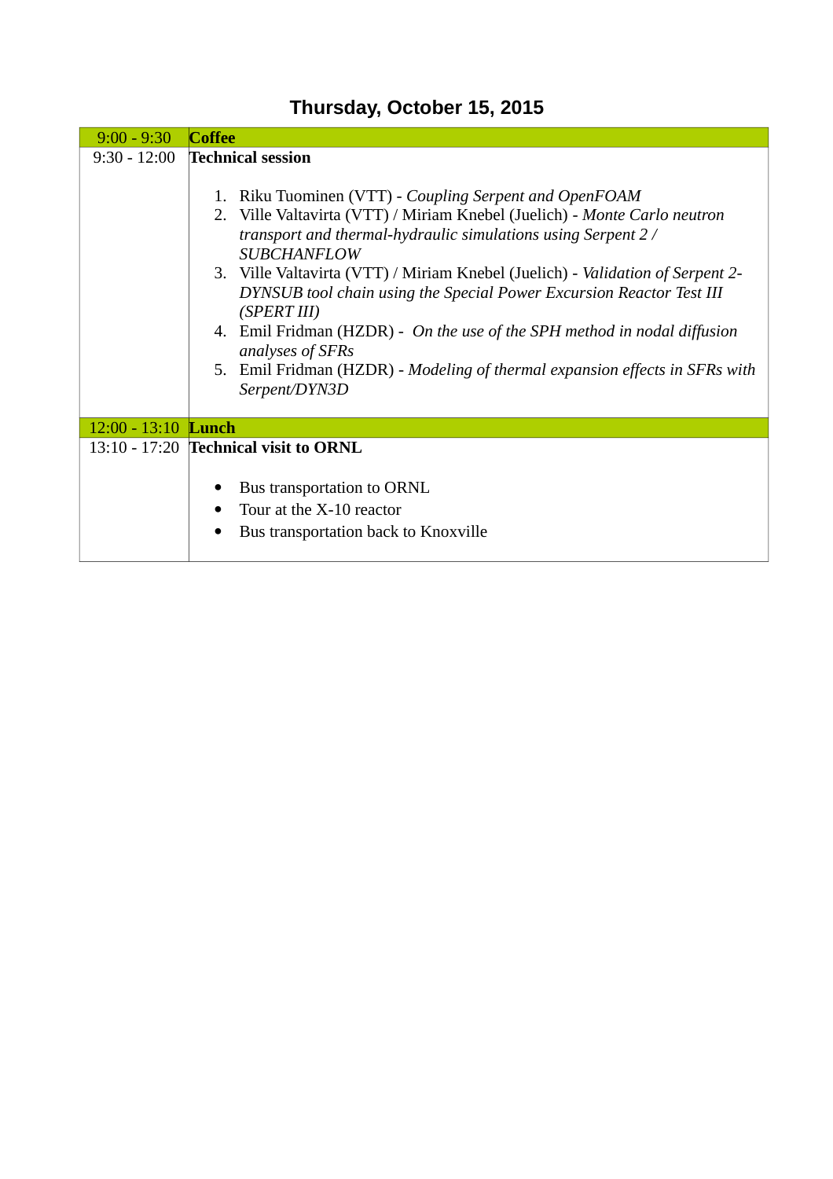## Thursday, October 15, 2015

| | |
|---|---|
| 9:00 - 9:30 | **Coffee** |
| 9:30 - 12:00 | **Technical session**<br><br>1. Riku Tuominen (VTT) - *Coupling Serpent and OpenFOAM*<br>2. Ville Valtavirta (VTT) / Miriam Knebel (Juelich) - *Monte Carlo neutron transport and thermal-hydraulic simulations using Serpent 2 / SUBCHANFLOW*<br>3. Ville Valtavirta (VTT) / Miriam Knebel (Juelich) - *Validation of Serpent 2-DYNSUB tool chain using the Special Power Excursion Reactor Test III (SPERT III)*<br>4. Emil Fridman (HZDR) - *On the use of the SPH method in nodal diffusion analyses of SFRs*<br>5. Emil Fridman (HZDR) - *Modeling of thermal expansion effects in SFRs with Serpent/DYN3D* |
| 12:00 - 13:10 | **Lunch** |
| 13:10 - 17:20 | **Technical visit to ORNL**<br><br>• Bus transportation to ORNL<br>• Tour at the X-10 reactor<br>• Bus transportation back to Knoxville |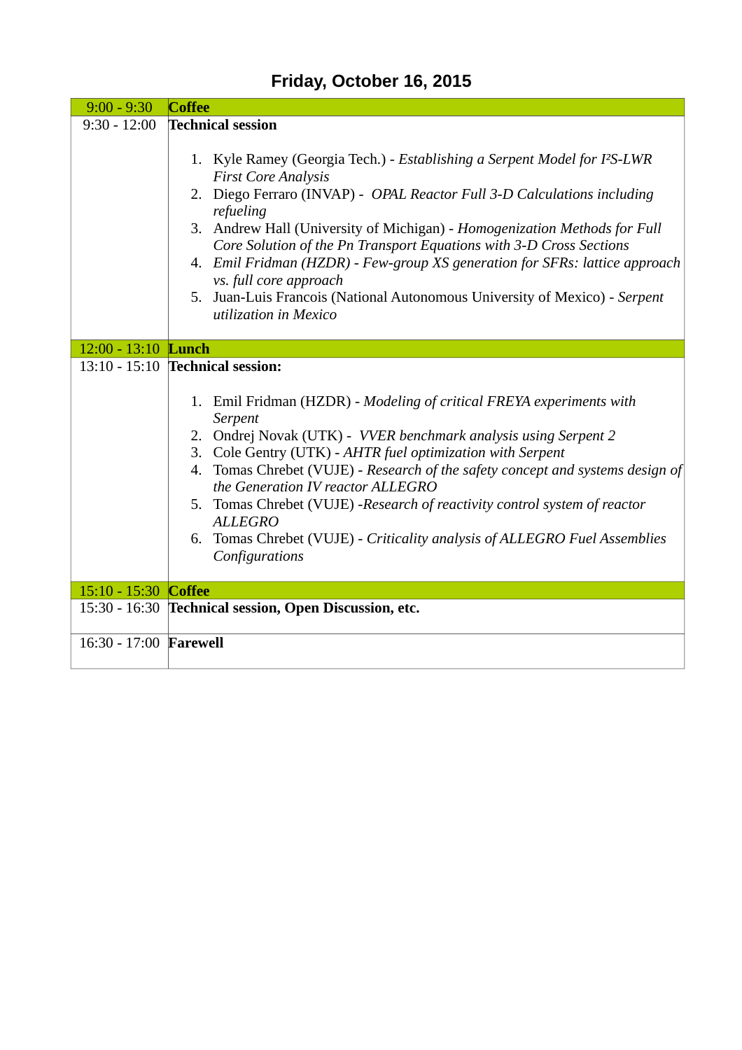## Friday, October 16, 2015

| | |
|---|---|
| 9:00 - 9:30 | **Coffee** |
| 9:30 - 12:00 | **Technical session**<br><br>1. Kyle Ramey (Georgia Tech.) - *Establishing a Serpent Model for I²S-LWR First Core Analysis*<br>2. Diego Ferraro (INVAP) - *OPAL Reactor Full 3-D Calculations including refueling*<br>3. Andrew Hall (University of Michigan) - *Homogenization Methods for Full Core Solution of the Pn Transport Equations with 3-D Cross Sections*<br>4. *Emil Fridman (HZDR) - Few-group XS generation for SFRs: lattice approach vs. full core approach*<br>5. Juan-Luis Francois (National Autonomous University of Mexico) - *Serpent utilization in Mexico* |
| 12:00 - 13:10 | **Lunch** |
| 13:10 - 15:10 | **Technical session:**<br><br>1. Emil Fridman (HZDR) - *Modeling of critical FREYA experiments with Serpent*<br>2. Ondrej Novak (UTK) - *VVER benchmark analysis using Serpent 2*<br>3. Cole Gentry (UTK) - *AHTR fuel optimization with Serpent*<br>4. Tomas Chrebet (VUJE) - *Research of the safety concept and systems design of the Generation IV reactor ALLEGRO*<br>5. Tomas Chrebet (VUJE) -*Research of reactivity control system of reactor ALLEGRO*<br>6. Tomas Chrebet (VUJE) - *Criticality analysis of ALLEGRO Fuel Assemblies Configurations* |
| 15:10 - 15:30 | **Coffee** |
| 15:30 - 16:30 | **Technical session, Open Discussion, etc.** |
| 16:30 - 17:00 | **Farewell** |